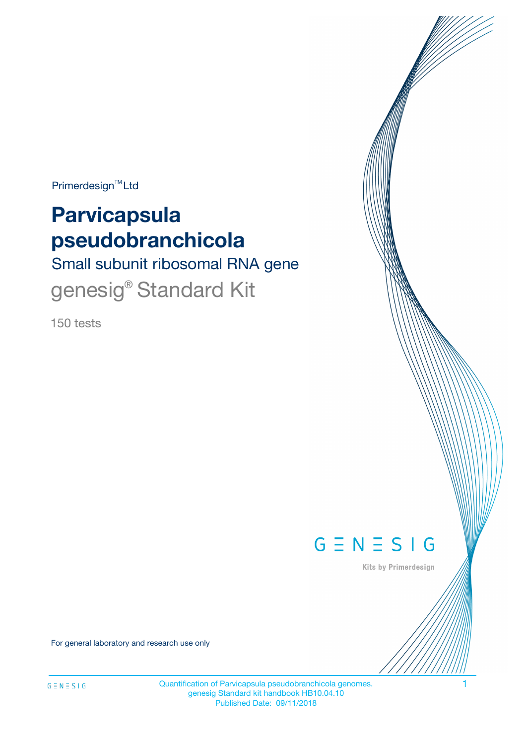Primerdesign™ Ltd

# Parvicapsula pseudobranchicola

## Small subunit ribosomal RNA gene

## genesig® Standard Kit

150 tests

GENESIG

Kits by Primerdesign

For general laboratory and research use only

Quantification of Parvicapsula pseudobranchicola genomes.
genesig Standard kit handbook HB10.04.10
Published Date: 09/11/2018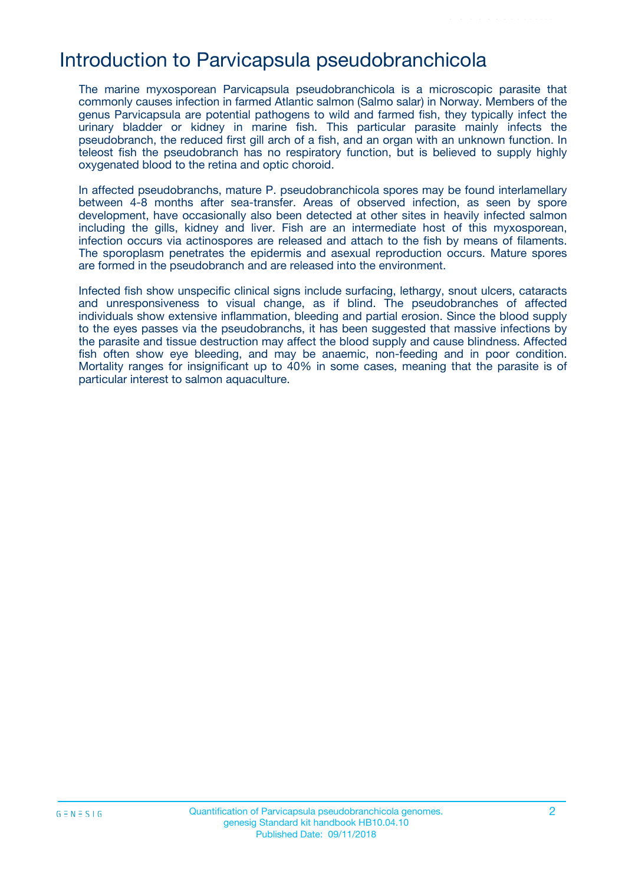# Introduction to Parvicapsula pseudobranchicola

The marine myxosporean Parvicapsula pseudobranchicola is a microscopic parasite that commonly causes infection in farmed Atlantic salmon (Salmo salar) in Norway. Members of the genus Parvicapsula are potential pathogens to wild and farmed fish, they typically infect the urinary bladder or kidney in marine fish. This particular parasite mainly infects the pseudobranch, the reduced first gill arch of a fish, and an organ with an unknown function. In teleost fish the pseudobranch has no respiratory function, but is believed to supply highly oxygenated blood to the retina and optic choroid.

In affected pseudobranchs, mature P. pseudobranchicola spores may be found interlamellary between 4-8 months after sea-transfer. Areas of observed infection, as seen by spore development, have occasionally also been detected at other sites in heavily infected salmon including the gills, kidney and liver. Fish are an intermediate host of this myxosporean, infection occurs via actinospores are released and attach to the fish by means of filaments. The sporoplasm penetrates the epidermis and asexual reproduction occurs. Mature spores are formed in the pseudobranch and are released into the environment.

Infected fish show unspecific clinical signs include surfacing, lethargy, snout ulcers, cataracts and unresponsiveness to visual change, as if blind. The pseudobranches of affected individuals show extensive inflammation, bleeding and partial erosion. Since the blood supply to the eyes passes via the pseudobranchs, it has been suggested that massive infections by the parasite and tissue destruction may affect the blood supply and cause blindness. Affected fish often show eye bleeding, and may be anaemic, non-feeding and in poor condition. Mortality ranges for insignificant up to 40% in some cases, meaning that the parasite is of particular interest to salmon aquaculture.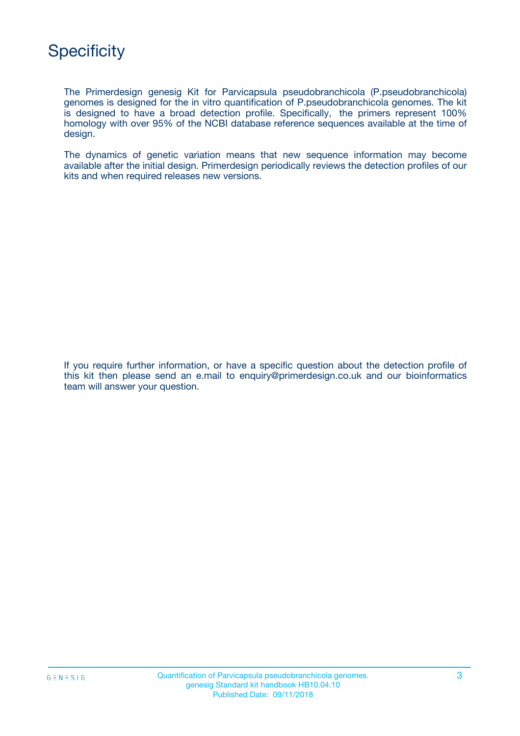# Specificity

The Primerdesign genesig Kit for Parvicapsula pseudobranchicola (P.pseudobranchicola) genomes is designed for the in vitro quantification of P.pseudobranchicola genomes. The kit is designed to have a broad detection profile. Specifically, the primers represent 100% homology with over 95% of the NCBI database reference sequences available at the time of design.

The dynamics of genetic variation means that new sequence information may become available after the initial design. Primerdesign periodically reviews the detection profiles of our kits and when required releases new versions.

If you require further information, or have a specific question about the detection profile of this kit then please send an e.mail to enquiry@primerdesign.co.uk and our bioinformatics team will answer your question.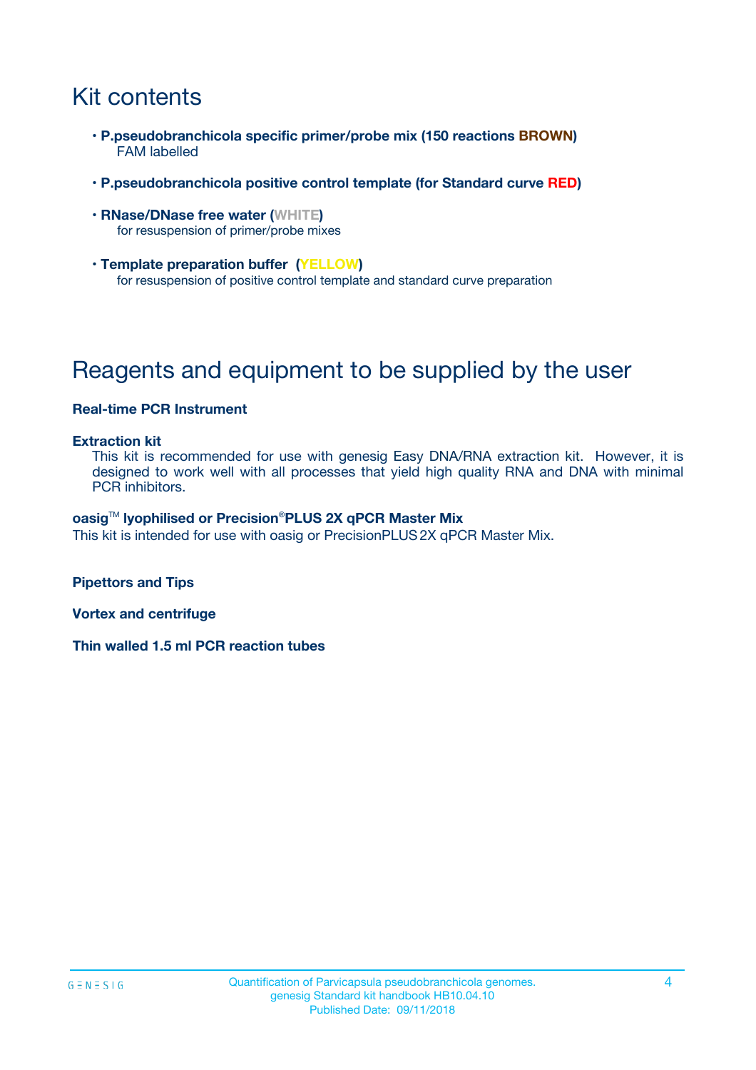# Kit contents

- **P.pseudobranchicola specific primer/probe mix (150 reactions BROWN)**
  FAM labelled
- **P.pseudobranchicola positive control template (for Standard curve RED)**
- **RNase/DNase free water (WHITE)**
  for resuspension of primer/probe mixes
- **Template preparation buffer (YELLOW)**
  for resuspension of positive control template and standard curve preparation

# Reagents and equipment to be supplied by the user

**Real-time PCR Instrument**

**Extraction kit**
This kit is recommended for use with genesig Easy DNA/RNA extraction kit. However, it is designed to work well with all processes that yield high quality RNA and DNA with minimal PCR inhibitors.

**oasig™ lyophilised or Precision®PLUS 2X qPCR Master Mix**
This kit is intended for use with oasig or PrecisionPLUS 2X qPCR Master Mix.

**Pipettors and Tips**

**Vortex and centrifuge**

**Thin walled 1.5 ml PCR reaction tubes**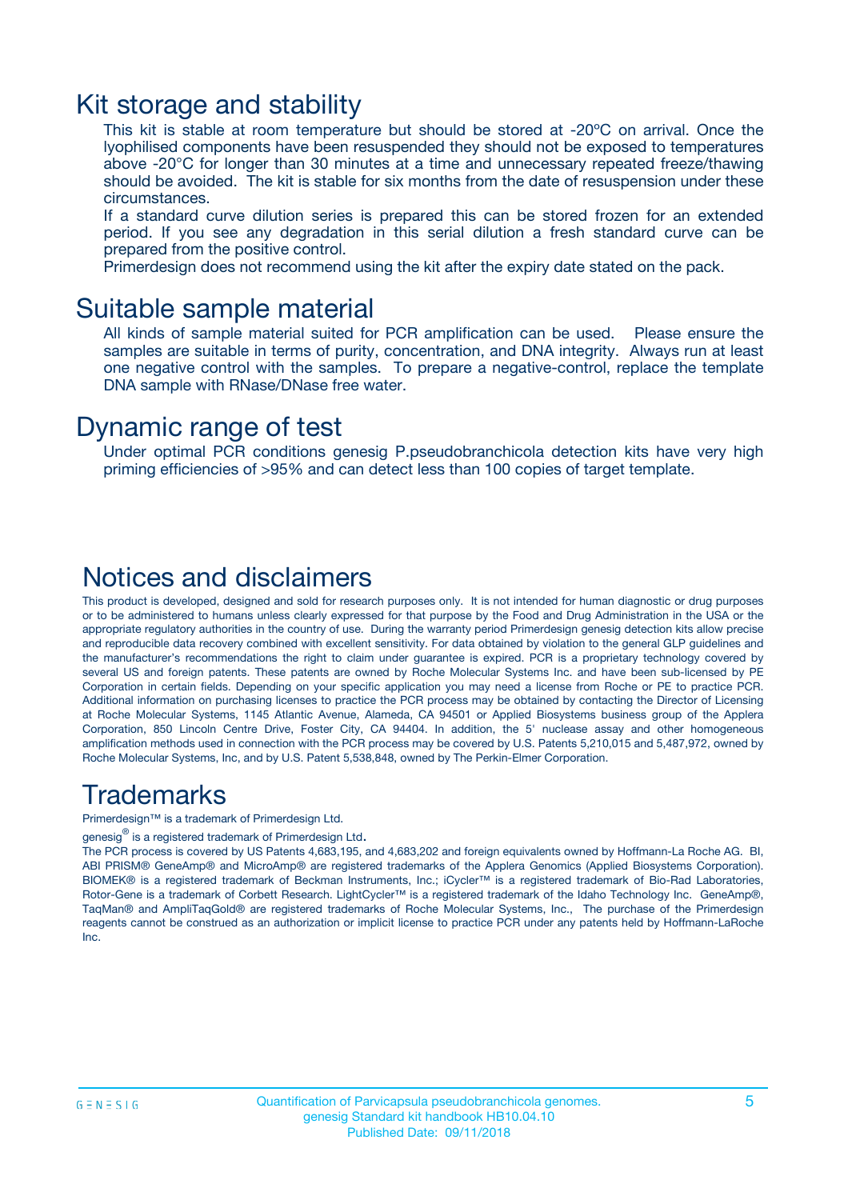# Kit storage and stability

This kit is stable at room temperature but should be stored at -20ºC on arrival. Once the lyophilised components have been resuspended they should not be exposed to temperatures above -20°C for longer than 30 minutes at a time and unnecessary repeated freeze/thawing should be avoided. The kit is stable for six months from the date of resuspension under these circumstances.

If a standard curve dilution series is prepared this can be stored frozen for an extended period. If you see any degradation in this serial dilution a fresh standard curve can be prepared from the positive control.

Primerdesign does not recommend using the kit after the expiry date stated on the pack.

# Suitable sample material

All kinds of sample material suited for PCR amplification can be used. Please ensure the samples are suitable in terms of purity, concentration, and DNA integrity. Always run at least one negative control with the samples. To prepare a negative-control, replace the template DNA sample with RNase/DNase free water.

# Dynamic range of test

Under optimal PCR conditions genesig P.pseudobranchicola detection kits have very high priming efficiencies of >95% and can detect less than 100 copies of target template.

# Notices and disclaimers

This product is developed, designed and sold for research purposes only. It is not intended for human diagnostic or drug purposes or to be administered to humans unless clearly expressed for that purpose by the Food and Drug Administration in the USA or the appropriate regulatory authorities in the country of use. During the warranty period Primerdesign genesig detection kits allow precise and reproducible data recovery combined with excellent sensitivity. For data obtained by violation to the general GLP guidelines and the manufacturer's recommendations the right to claim under guarantee is expired. PCR is a proprietary technology covered by several US and foreign patents. These patents are owned by Roche Molecular Systems Inc. and have been sub-licensed by PE Corporation in certain fields. Depending on your specific application you may need a license from Roche or PE to practice PCR. Additional information on purchasing licenses to practice the PCR process may be obtained by contacting the Director of Licensing at Roche Molecular Systems, 1145 Atlantic Avenue, Alameda, CA 94501 or Applied Biosystems business group of the Applera Corporation, 850 Lincoln Centre Drive, Foster City, CA 94404. In addition, the 5' nuclease assay and other homogeneous amplification methods used in connection with the PCR process may be covered by U.S. Patents 5,210,015 and 5,487,972, owned by Roche Molecular Systems, Inc, and by U.S. Patent 5,538,848, owned by The Perkin-Elmer Corporation.

# Trademarks

Primerdesign™ is a trademark of Primerdesign Ltd.

genesig® is a registered trademark of Primerdesign Ltd.

The PCR process is covered by US Patents 4,683,195, and 4,683,202 and foreign equivalents owned by Hoffmann-La Roche AG. BI, ABI PRISM® GeneAmp® and MicroAmp® are registered trademarks of the Applera Genomics (Applied Biosystems Corporation). BIOMEK® is a registered trademark of Beckman Instruments, Inc.; iCycler™ is a registered trademark of Bio-Rad Laboratories, Rotor-Gene is a trademark of Corbett Research. LightCycler™ is a registered trademark of the Idaho Technology Inc. GeneAmp®, TaqMan® and AmpliTaqGold® are registered trademarks of Roche Molecular Systems, Inc., The purchase of the Primerdesign reagents cannot be construed as an authorization or implicit license to practice PCR under any patents held by Hoffmann-LaRoche Inc.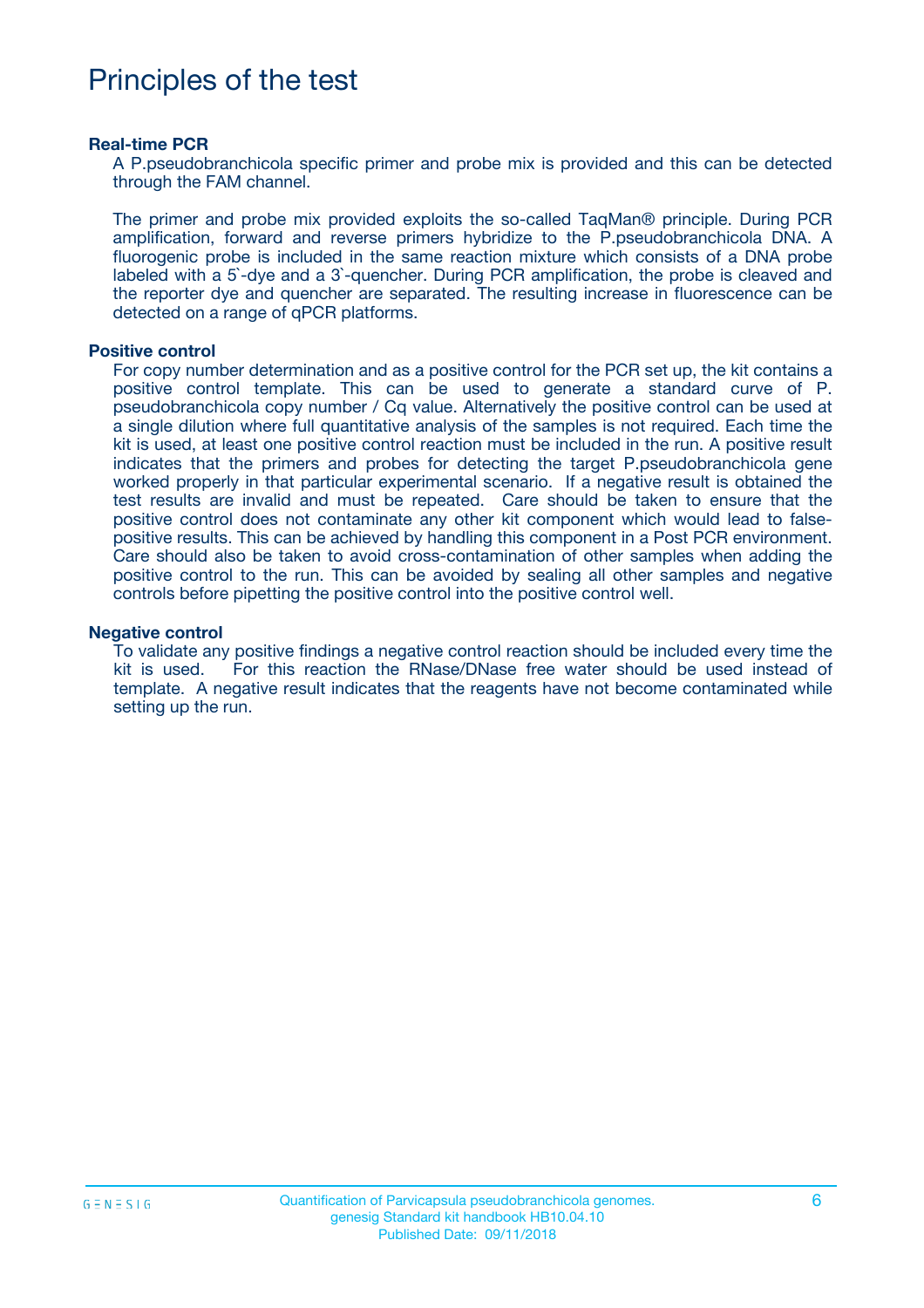# Principles of the test

**Real-time PCR**

A P.pseudobranchicola specific primer and probe mix is provided and this can be detected through the FAM channel.

The primer and probe mix provided exploits the so-called TaqMan® principle. During PCR amplification, forward and reverse primers hybridize to the P.pseudobranchicola DNA. A fluorogenic probe is included in the same reaction mixture which consists of a DNA probe labeled with a 5`-dye and a 3`-quencher. During PCR amplification, the probe is cleaved and the reporter dye and quencher are separated. The resulting increase in fluorescence can be detected on a range of qPCR platforms.

**Positive control**

For copy number determination and as a positive control for the PCR set up, the kit contains a positive control template. This can be used to generate a standard curve of P. pseudobranchicola copy number / Cq value. Alternatively the positive control can be used at a single dilution where full quantitative analysis of the samples is not required. Each time the kit is used, at least one positive control reaction must be included in the run. A positive result indicates that the primers and probes for detecting the target P.pseudobranchicola gene worked properly in that particular experimental scenario. If a negative result is obtained the test results are invalid and must be repeated. Care should be taken to ensure that the positive control does not contaminate any other kit component which would lead to false-positive results. This can be achieved by handling this component in a Post PCR environment. Care should also be taken to avoid cross-contamination of other samples when adding the positive control to the run. This can be avoided by sealing all other samples and negative controls before pipetting the positive control into the positive control well.

**Negative control**

To validate any positive findings a negative control reaction should be included every time the kit is used. For this reaction the RNase/DNase free water should be used instead of template. A negative result indicates that the reagents have not become contaminated while setting up the run.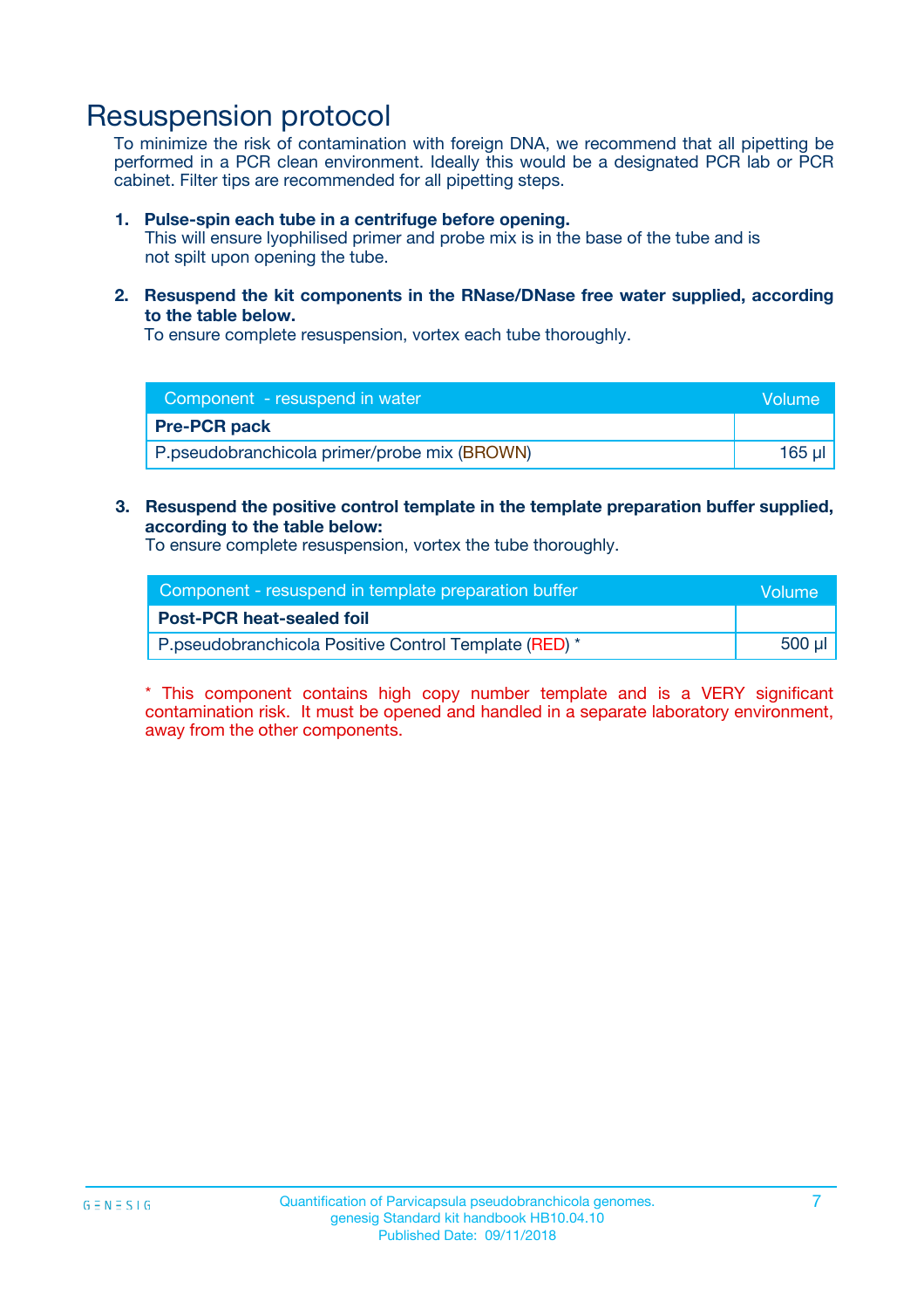# Resuspension protocol

To minimize the risk of contamination with foreign DNA, we recommend that all pipetting be performed in a PCR clean environment. Ideally this would be a designated PCR lab or PCR cabinet. Filter tips are recommended for all pipetting steps.

1. **Pulse-spin each tube in a centrifuge before opening.**
   This will ensure lyophilised primer and probe mix is in the base of the tube and is not spilt upon opening the tube.

2. **Resuspend the kit components in the RNase/DNase free water supplied, according to the table below.**
   To ensure complete resuspension, vortex each tube thoroughly.

| Component - resuspend in water | Volume |
|---|---|
| **Pre-PCR pack** | |
| P.pseudobranchicola primer/probe mix (BROWN) | 165 µl |

3. **Resuspend the positive control template in the template preparation buffer supplied, according to the table below:**
   To ensure complete resuspension, vortex the tube thoroughly.

| Component - resuspend in template preparation buffer | Volume |
|---|---|
| **Post-PCR heat-sealed foil** | |
| P.pseudobranchicola Positive Control Template (RED) * | 500 µl |

* This component contains high copy number template and is a VERY significant contamination risk. It must be opened and handled in a separate laboratory environment, away from the other components.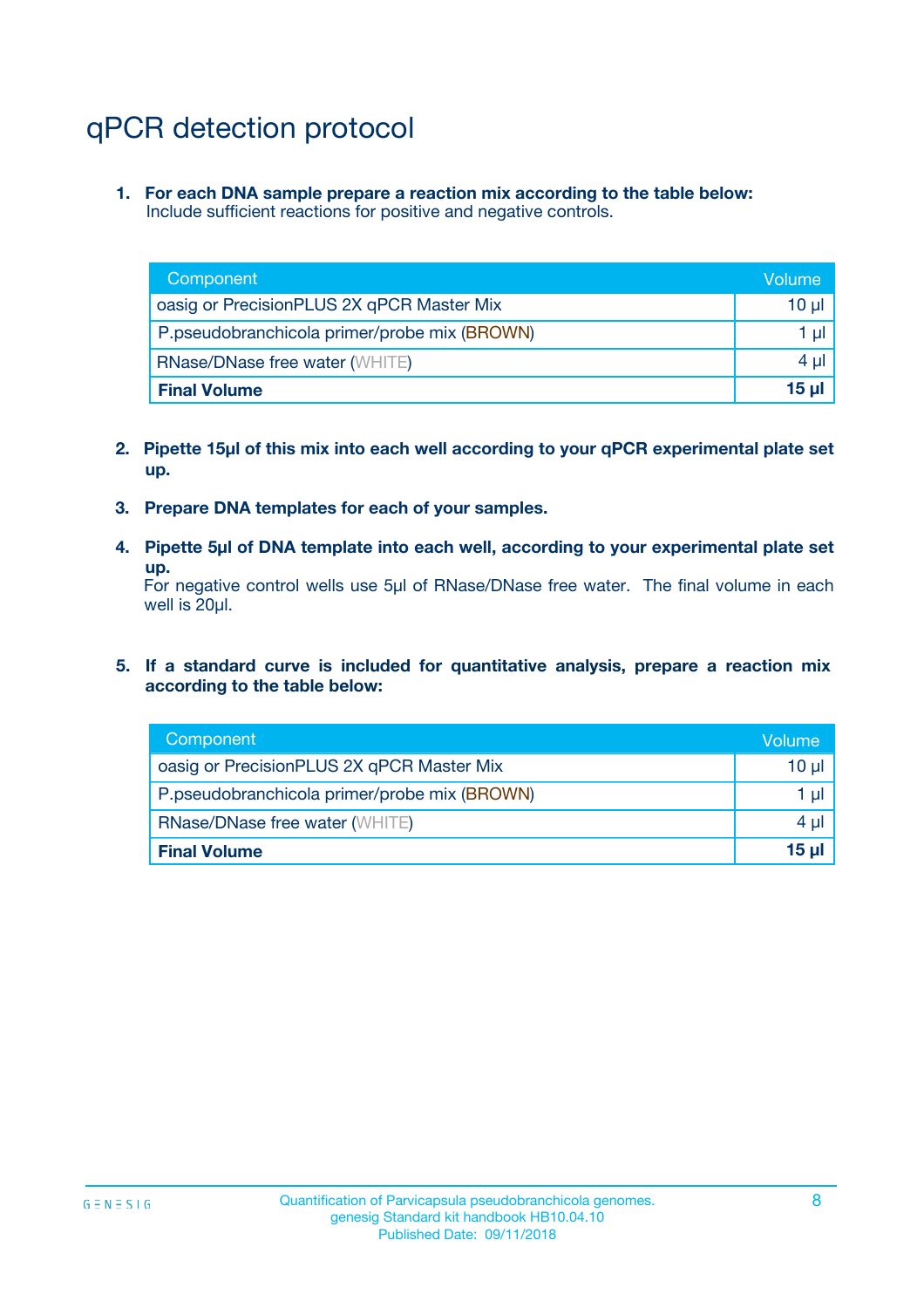# qPCR detection protocol

1. **For each DNA sample prepare a reaction mix according to the table below:**
   Include sufficient reactions for positive and negative controls.

| Component | Volume |
|---|---|
| oasig or PrecisionPLUS 2X qPCR Master Mix | 10 µl |
| P.pseudobranchicola primer/probe mix (BROWN) | 1 µl |
| RNase/DNase free water (WHITE) | 4 µl |
| **Final Volume** | **15 µl** |

2. **Pipette 15µl of this mix into each well according to your qPCR experimental plate set up.**

3. **Prepare DNA templates for each of your samples.**

4. **Pipette 5µl of DNA template into each well, according to your experimental plate set up.**
   For negative control wells use 5µl of RNase/DNase free water. The final volume in each well is 20µl.

5. **If a standard curve is included for quantitative analysis, prepare a reaction mix according to the table below:**

| Component | Volume |
|---|---|
| oasig or PrecisionPLUS 2X qPCR Master Mix | 10 µl |
| P.pseudobranchicola primer/probe mix (BROWN) | 1 µl |
| RNase/DNase free water (WHITE) | 4 µl |
| **Final Volume** | **15 µl** |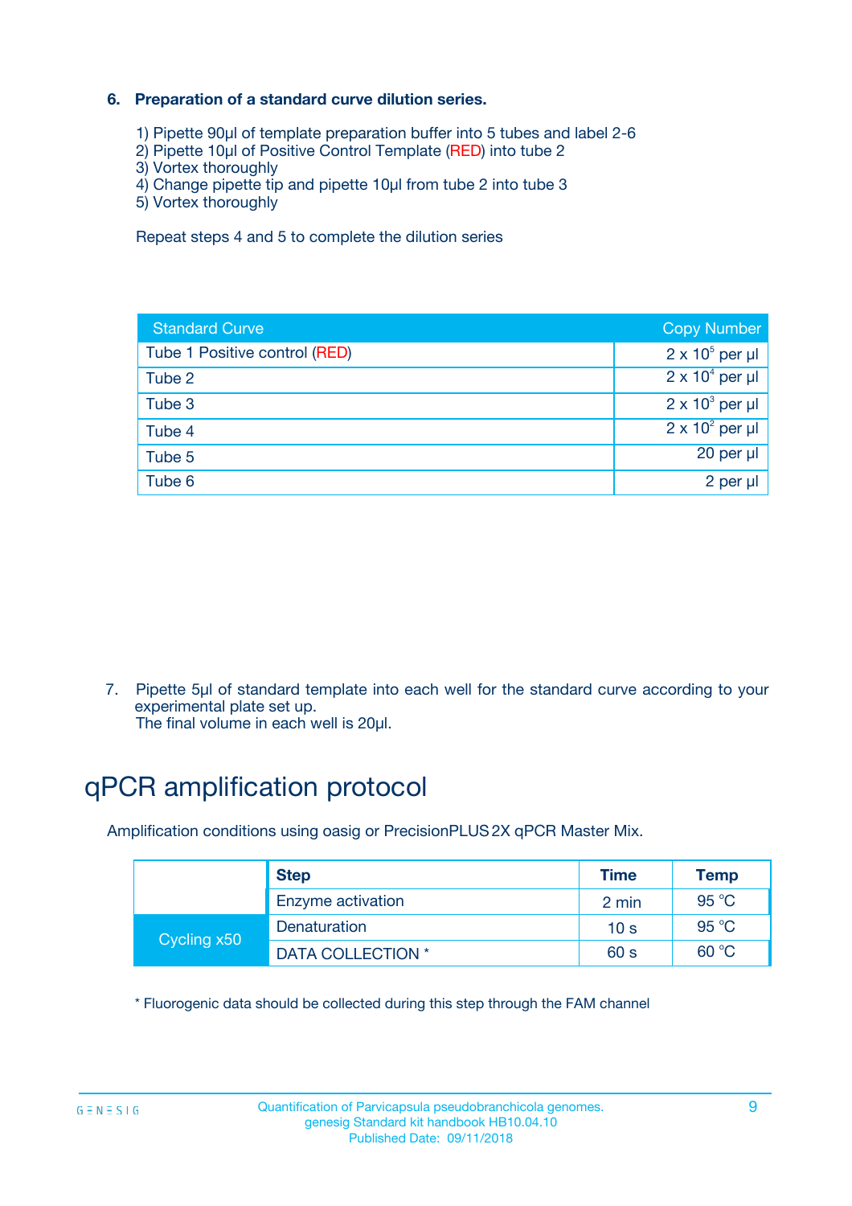**6. Preparation of a standard curve dilution series.**

1) Pipette 90µl of template preparation buffer into 5 tubes and label 2-6
2) Pipette 10µl of Positive Control Template (RED) into tube 2
3) Vortex thoroughly
4) Change pipette tip and pipette 10µl from tube 2 into tube 3
5) Vortex thoroughly

Repeat steps 4 and 5 to complete the dilution series

| Standard Curve | Copy Number |
|---|---|
| Tube 1 Positive control (RED) | $2 \times 10^5$ per µl |
| Tube 2 | $2 \times 10^4$ per µl |
| Tube 3 | $2 \times 10^3$ per µl |
| Tube 4 | $2 \times 10^2$ per µl |
| Tube 5 | 20 per µl |
| Tube 6 | 2 per µl |

7. Pipette 5µl of standard template into each well for the standard curve according to your experimental plate set up.
The final volume in each well is 20µl.

# qPCR amplification protocol

Amplification conditions using oasig or PrecisionPLUS 2X qPCR Master Mix.

| | Step | Time | Temp |
|---|---|---|---|
| | Enzyme activation | 2 min | 95 °C |
| Cycling x50 | Denaturation | 10 s | 95 °C |
| | DATA COLLECTION * | 60 s | 60 °C |

* Fluorogenic data should be collected during this step through the FAM channel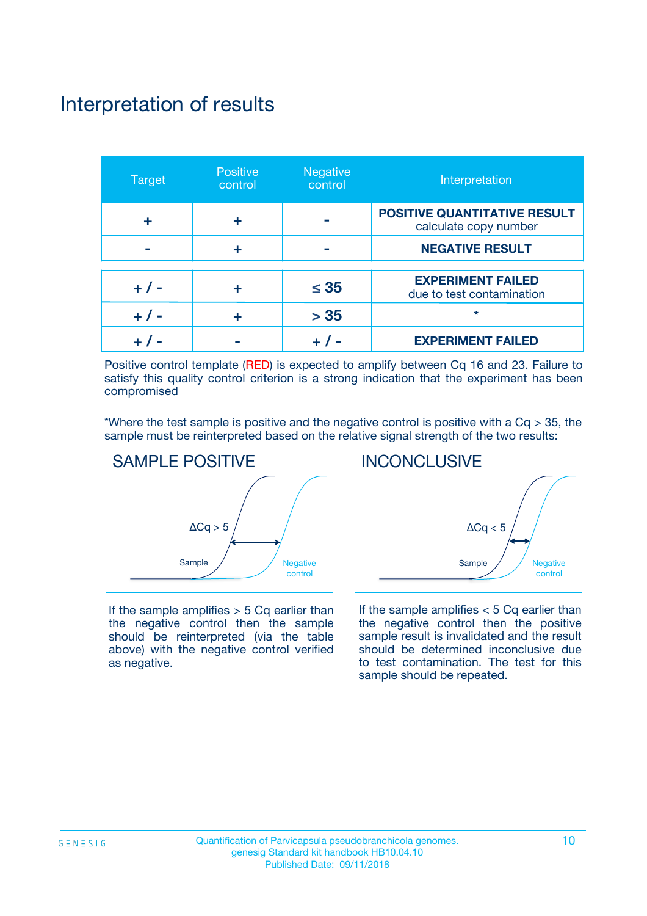# Interpretation of results

| Target | Positive control | Negative control | Interpretation |
|---|---|---|---|
| + | + | - | **POSITIVE QUANTITATIVE RESULT** calculate copy number |
| - | + | - | **NEGATIVE RESULT** |
| + / - | + | ≤ 35 | **EXPERIMENT FAILED** due to test contamination |
| + / - | + | > 35 | * |
| + / - | - | + / - | **EXPERIMENT FAILED** |

Positive control template (RED) is expected to amplify between Cq 16 and 23. Failure to satisfy this quality control criterion is a strong indication that the experiment has been compromised

*Where the test sample is positive and the negative control is positive with a Cq > 35, the sample must be reinterpreted based on the relative signal strength of the two results:

SAMPLE POSITIVE

ΔCq > 5

Sample

Negative control

If the sample amplifies > 5 Cq earlier than the negative control then the sample should be reinterpreted (via the table above) with the negative control verified as negative.

INCONCLUSIVE

ΔCq < 5

Sample

Negative control

If the sample amplifies < 5 Cq earlier than the negative control then the positive sample result is invalidated and the result should be determined inconclusive due to test contamination. The test for this sample should be repeated.